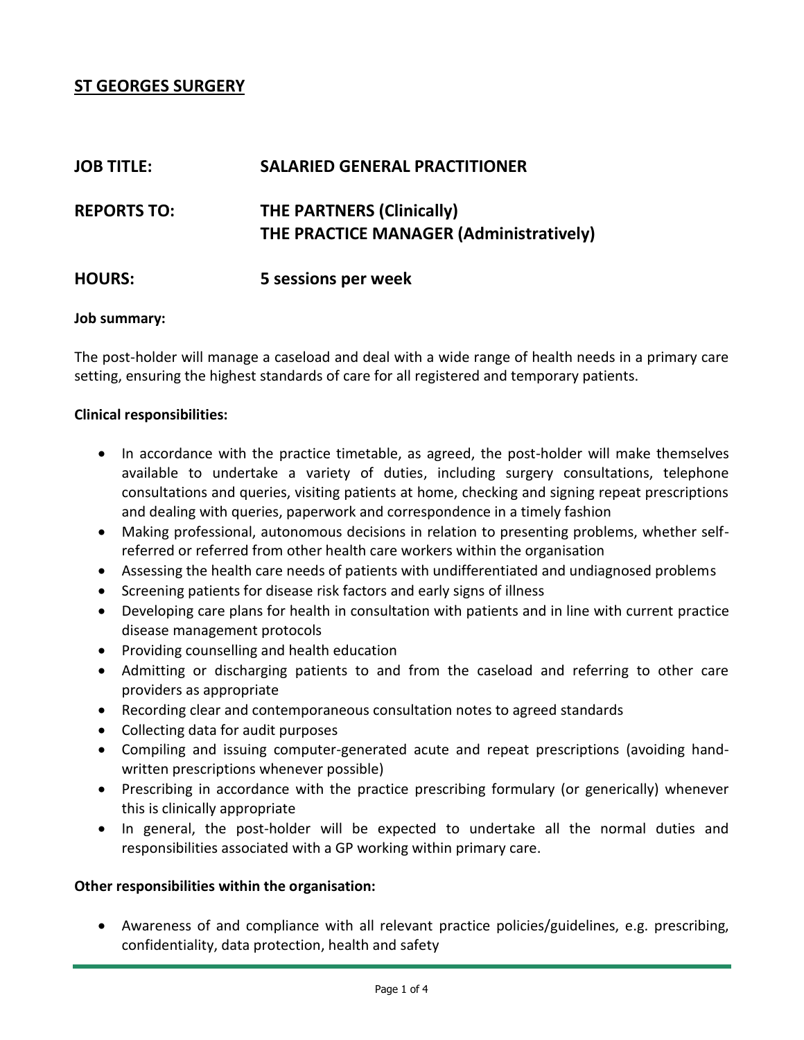# ST GEORGES SURGERY

**JOB TITLE:** **SALARIED GENERAL PRACTITIONER**

**REPORTS TO:** **THE PARTNERS (Clinically)**
**THE PRACTICE MANAGER (Administratively)**

**HOURS:** **5 sessions per week**

**Job summary:**

The post-holder will manage a caseload and deal with a wide range of health needs in a primary care setting, ensuring the highest standards of care for all registered and temporary patients.

**Clinical responsibilities:**

- In accordance with the practice timetable, as agreed, the post-holder will make themselves available to undertake a variety of duties, including surgery consultations, telephone consultations and queries, visiting patients at home, checking and signing repeat prescriptions and dealing with queries, paperwork and correspondence in a timely fashion
- Making professional, autonomous decisions in relation to presenting problems, whether self-referred or referred from other health care workers within the organisation
- Assessing the health care needs of patients with undifferentiated and undiagnosed problems
- Screening patients for disease risk factors and early signs of illness
- Developing care plans for health in consultation with patients and in line with current practice disease management protocols
- Providing counselling and health education
- Admitting or discharging patients to and from the caseload and referring to other care providers as appropriate
- Recording clear and contemporaneous consultation notes to agreed standards
- Collecting data for audit purposes
- Compiling and issuing computer-generated acute and repeat prescriptions (avoiding hand-written prescriptions whenever possible)
- Prescribing in accordance with the practice prescribing formulary (or generically) whenever this is clinically appropriate
- In general, the post-holder will be expected to undertake all the normal duties and responsibilities associated with a GP working within primary care.

**Other responsibilities within the organisation:**

- Awareness of and compliance with all relevant practice policies/guidelines, e.g. prescribing, confidentiality, data protection, health and safety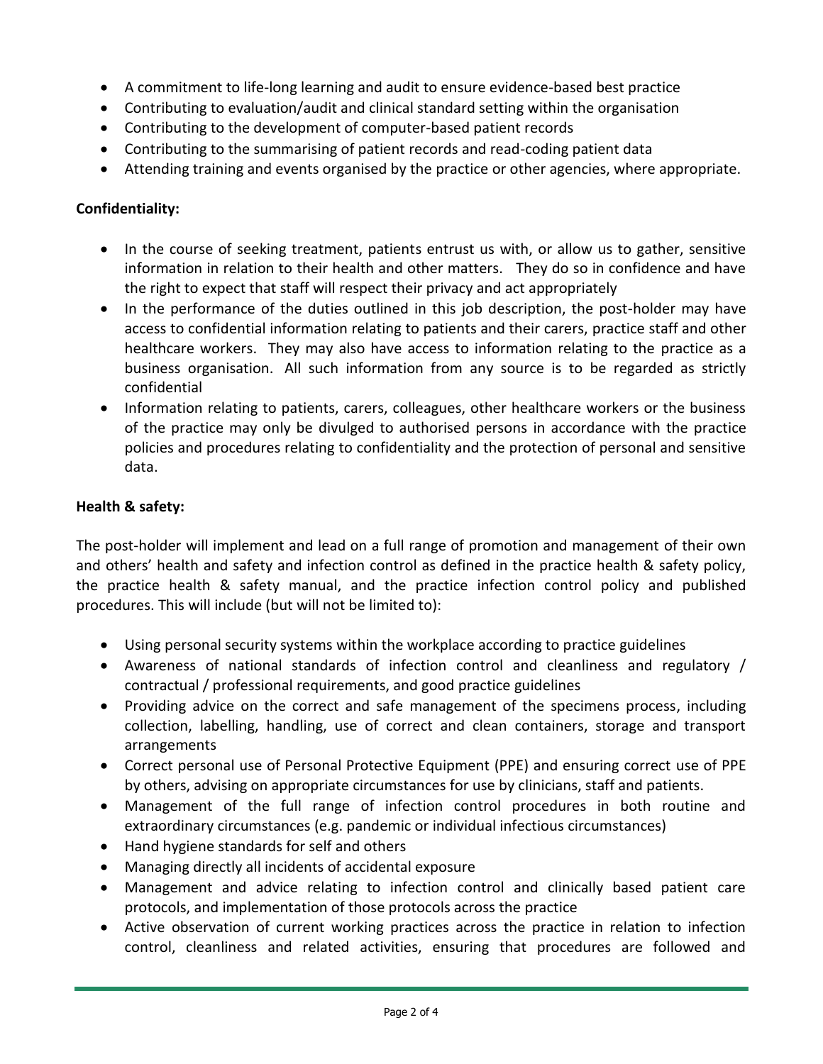- A commitment to life-long learning and audit to ensure evidence-based best practice
- Contributing to evaluation/audit and clinical standard setting within the organisation
- Contributing to the development of computer-based patient records
- Contributing to the summarising of patient records and read-coding patient data
- Attending training and events organised by the practice or other agencies, where appropriate.

**Confidentiality:**

- In the course of seeking treatment, patients entrust us with, or allow us to gather, sensitive information in relation to their health and other matters. They do so in confidence and have the right to expect that staff will respect their privacy and act appropriately
- In the performance of the duties outlined in this job description, the post-holder may have access to confidential information relating to patients and their carers, practice staff and other healthcare workers. They may also have access to information relating to the practice as a business organisation. All such information from any source is to be regarded as strictly confidential
- Information relating to patients, carers, colleagues, other healthcare workers or the business of the practice may only be divulged to authorised persons in accordance with the practice policies and procedures relating to confidentiality and the protection of personal and sensitive data.

**Health & safety:**

The post-holder will implement and lead on a full range of promotion and management of their own and others' health and safety and infection control as defined in the practice health & safety policy, the practice health & safety manual, and the practice infection control policy and published procedures. This will include (but will not be limited to):

- Using personal security systems within the workplace according to practice guidelines
- Awareness of national standards of infection control and cleanliness and regulatory / contractual / professional requirements, and good practice guidelines
- Providing advice on the correct and safe management of the specimens process, including collection, labelling, handling, use of correct and clean containers, storage and transport arrangements
- Correct personal use of Personal Protective Equipment (PPE) and ensuring correct use of PPE by others, advising on appropriate circumstances for use by clinicians, staff and patients.
- Management of the full range of infection control procedures in both routine and extraordinary circumstances (e.g. pandemic or individual infectious circumstances)
- Hand hygiene standards for self and others
- Managing directly all incidents of accidental exposure
- Management and advice relating to infection control and clinically based patient care protocols, and implementation of those protocols across the practice
- Active observation of current working practices across the practice in relation to infection control, cleanliness and related activities, ensuring that procedures are followed and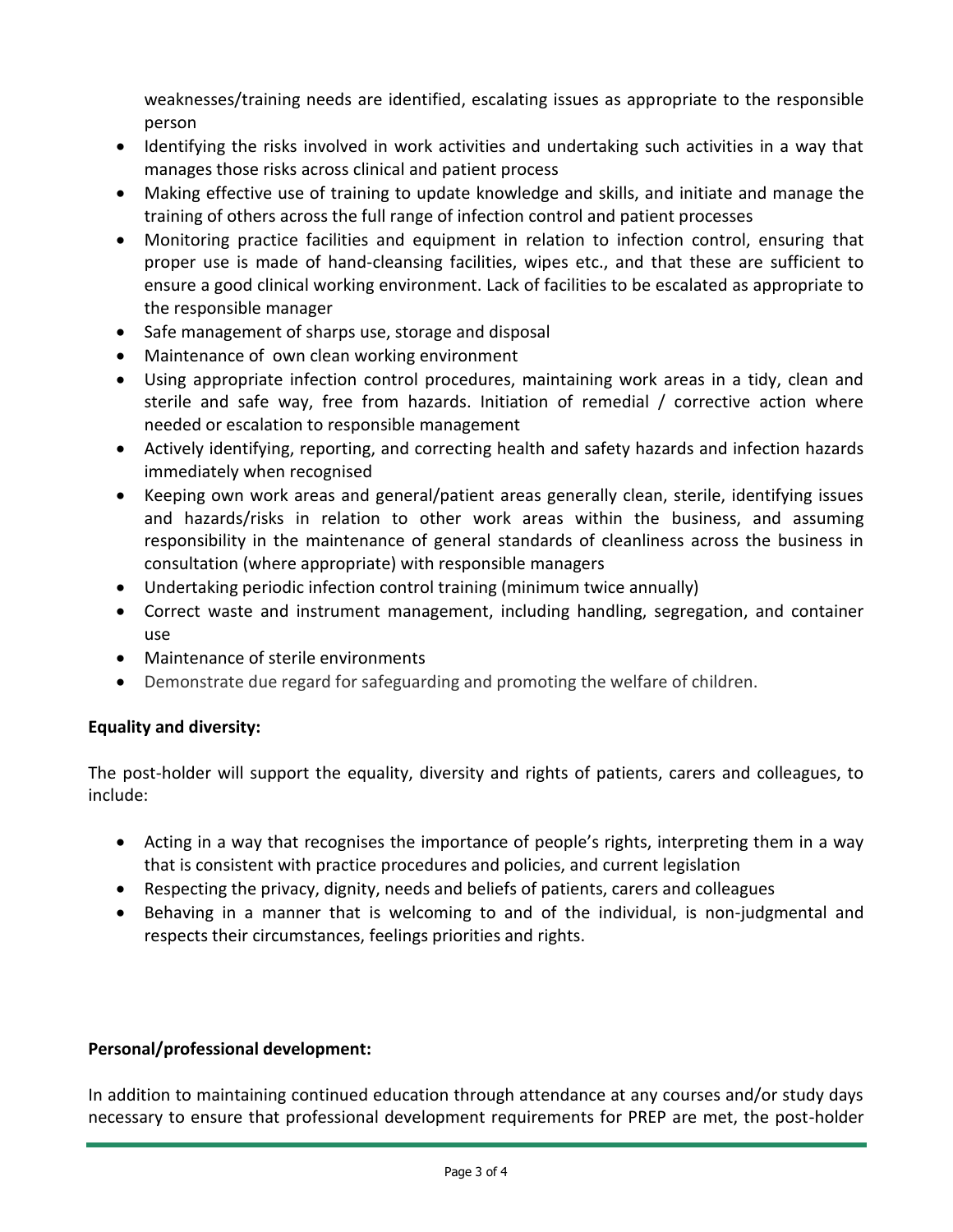weaknesses/training needs are identified, escalating issues as appropriate to the responsible person

- Identifying the risks involved in work activities and undertaking such activities in a way that manages those risks across clinical and patient process
- Making effective use of training to update knowledge and skills, and initiate and manage the training of others across the full range of infection control and patient processes
- Monitoring practice facilities and equipment in relation to infection control, ensuring that proper use is made of hand-cleansing facilities, wipes etc., and that these are sufficient to ensure a good clinical working environment. Lack of facilities to be escalated as appropriate to the responsible manager
- Safe management of sharps use, storage and disposal
- Maintenance of own clean working environment
- Using appropriate infection control procedures, maintaining work areas in a tidy, clean and sterile and safe way, free from hazards. Initiation of remedial / corrective action where needed or escalation to responsible management
- Actively identifying, reporting, and correcting health and safety hazards and infection hazards immediately when recognised
- Keeping own work areas and general/patient areas generally clean, sterile, identifying issues and hazards/risks in relation to other work areas within the business, and assuming responsibility in the maintenance of general standards of cleanliness across the business in consultation (where appropriate) with responsible managers
- Undertaking periodic infection control training (minimum twice annually)
- Correct waste and instrument management, including handling, segregation, and container use
- Maintenance of sterile environments
- Demonstrate due regard for safeguarding and promoting the welfare of children.

**Equality and diversity:**

The post-holder will support the equality, diversity and rights of patients, carers and colleagues, to include:

- Acting in a way that recognises the importance of people's rights, interpreting them in a way that is consistent with practice procedures and policies, and current legislation
- Respecting the privacy, dignity, needs and beliefs of patients, carers and colleagues
- Behaving in a manner that is welcoming to and of the individual, is non-judgmental and respects their circumstances, feelings priorities and rights.

**Personal/professional development:**

In addition to maintaining continued education through attendance at any courses and/or study days necessary to ensure that professional development requirements for PREP are met, the post-holder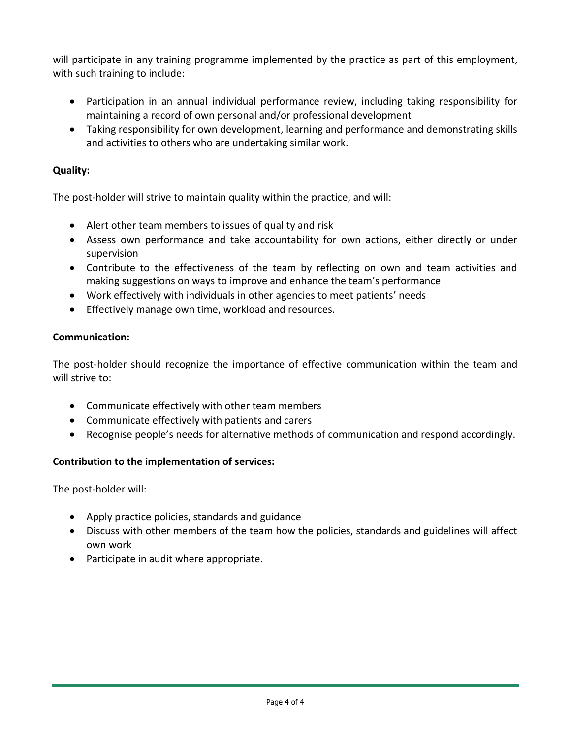will participate in any training programme implemented by the practice as part of this employment, with such training to include:

- Participation in an annual individual performance review, including taking responsibility for maintaining a record of own personal and/or professional development
- Taking responsibility for own development, learning and performance and demonstrating skills and activities to others who are undertaking similar work.

**Quality:**

The post-holder will strive to maintain quality within the practice, and will:

- Alert other team members to issues of quality and risk
- Assess own performance and take accountability for own actions, either directly or under supervision
- Contribute to the effectiveness of the team by reflecting on own and team activities and making suggestions on ways to improve and enhance the team's performance
- Work effectively with individuals in other agencies to meet patients' needs
- Effectively manage own time, workload and resources.

**Communication:**

The post-holder should recognize the importance of effective communication within the team and will strive to:

- Communicate effectively with other team members
- Communicate effectively with patients and carers
- Recognise people's needs for alternative methods of communication and respond accordingly.

**Contribution to the implementation of services:**

The post-holder will:

- Apply practice policies, standards and guidance
- Discuss with other members of the team how the policies, standards and guidelines will affect own work
- Participate in audit where appropriate.